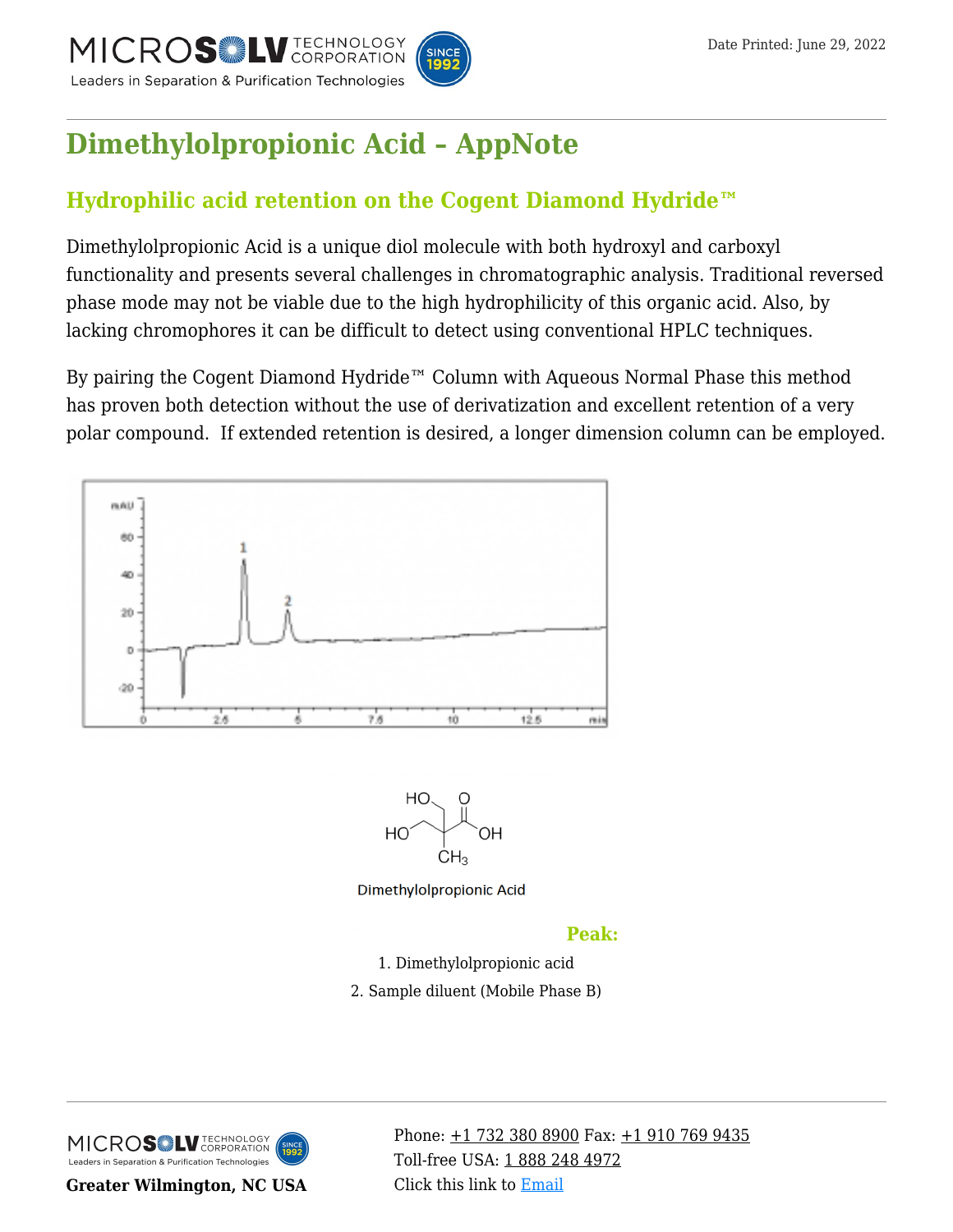# Dimethylolpropionic Acid – AppNote

## Hydrophilic acid retention on the Cogent Diamond Hydride™

Dimethylolpropionic Acid is a unique diol molecule with both hydroxyl and carboxyl functionality and presents several challenges in chromatographic analysis. Traditional reversed phase mode may not be viable due to the high hydrophilicity of this organic acid. Also, by lacking chromophores it can be difficult to detect using conventional HPLC techniques.

By pairing the Cogent Diamond Hydride™ Column with Aqueous Normal Phase this method has proven both detection without the use of derivatization and excellent retention of a very polar compound. If extended retention is desired, a longer dimension column can be employed.

Dimethylolpropionic Acid

### Peak:

1. Dimethylolpropionic acid
2. Sample diluent (Mobile Phase B)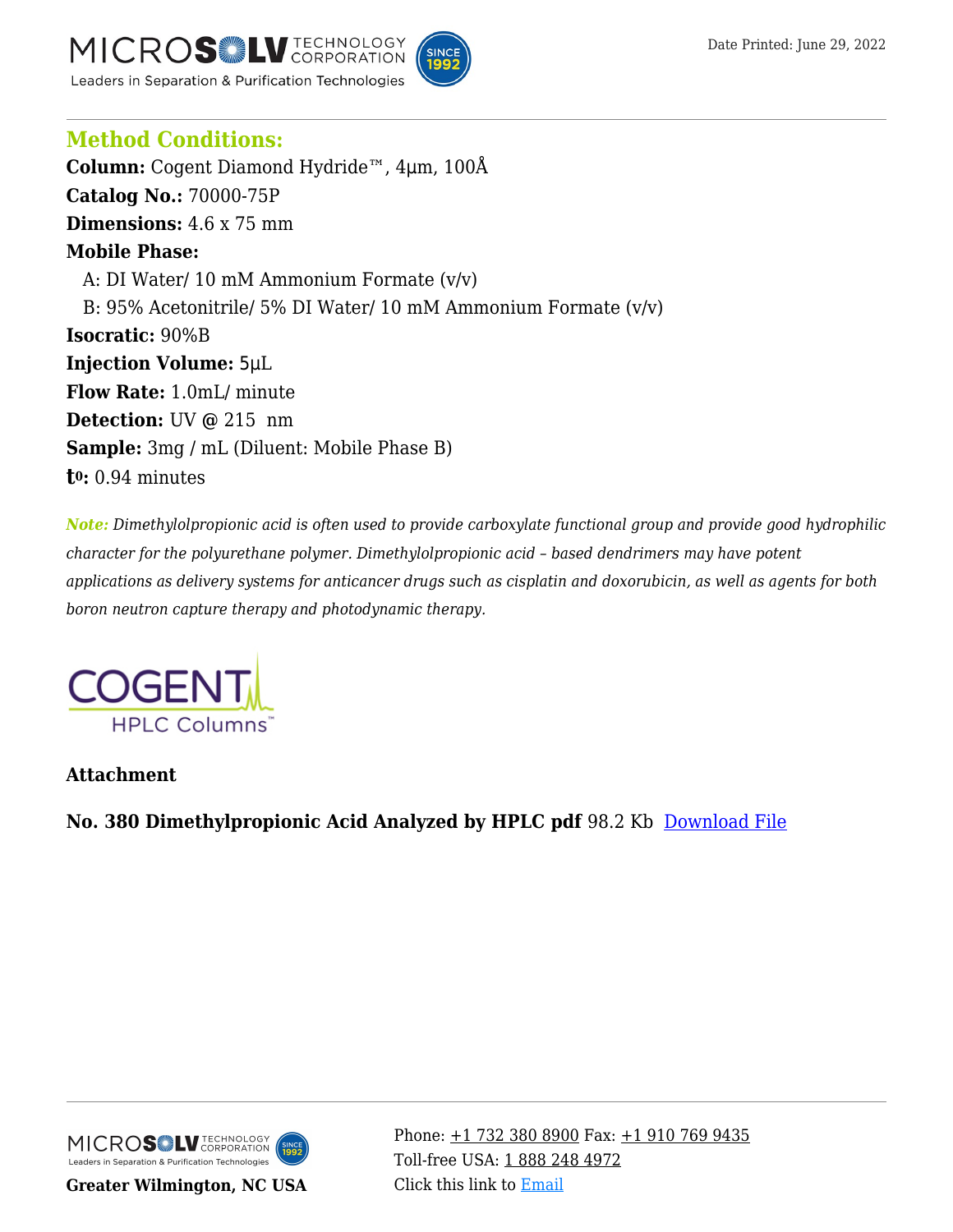## Method Conditions:

**Column:** Cogent Diamond Hydride™, 4μm, 100Å
**Catalog No.:** 70000-75P
**Dimensions:** 4.6 x 75 mm
**Mobile Phase:**
  A: DI Water/ 10 mM Ammonium Formate (v/v)
  B: 95% Acetonitrile/ 5% DI Water/ 10 mM Ammonium Formate (v/v)
**Isocratic:** 90%B
**Injection Volume:** 5μL
**Flow Rate:** 1.0mL/ minute
**Detection:** UV @ 215  nm
**Sample:** 3mg / mL (Diluent: Mobile Phase B)
**$t_0$:** 0.94 minutes

***Note:*** *Dimethylolpropionic acid is often used to provide carboxylate functional group and provide good hydrophilic character for the polyurethane polymer. Dimethylolpropionic acid – based dendrimers may have potent applications as delivery systems for anticancer drugs such as cisplatin and doxorubicin, as well as agents for both boron neutron capture therapy and photodynamic therapy.*

**Attachment**

**No. 380 Dimethylpropionic Acid Analyzed by HPLC pdf** 98.2 Kb [Download File]